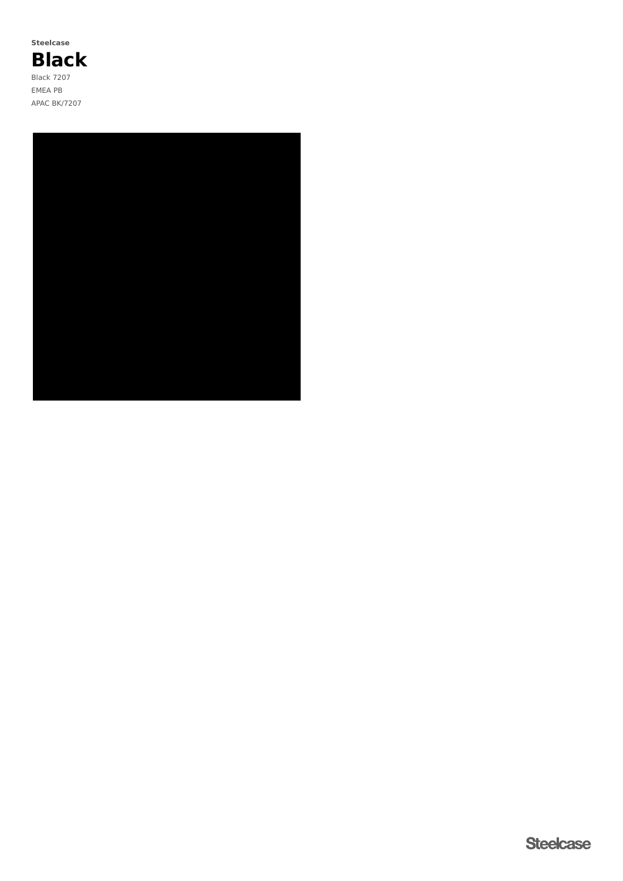Steelcase

# Black

Black 7207

EMEA PB

APAC BK/7207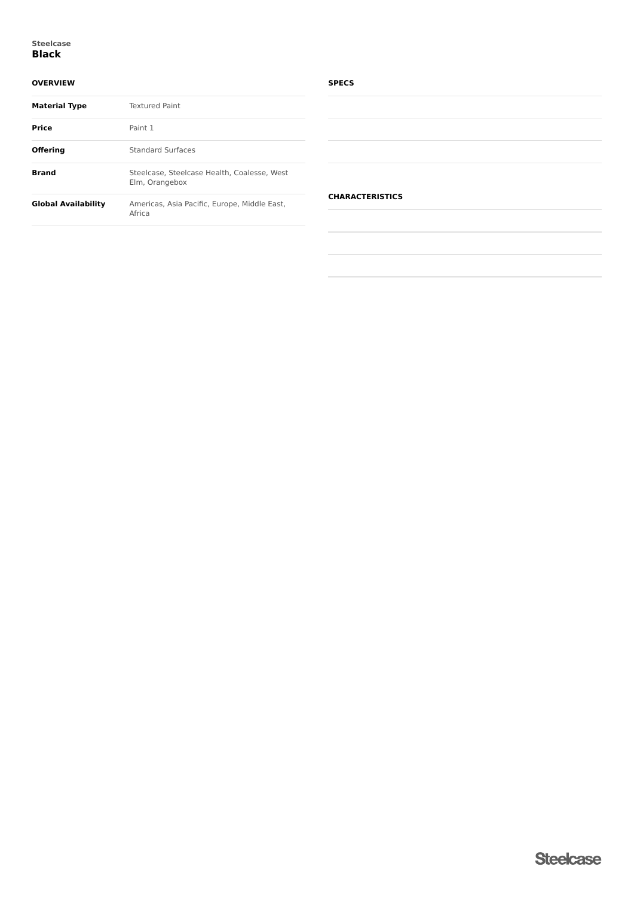Steelcase

# Black

## OVERVIEW

| | |
|---|---|
| **Material Type** | Textured Paint |
| **Price** | Paint 1 |
| **Offering** | Standard Surfaces |
| **Brand** | Steelcase, Steelcase Health, Coalesse, West Elm, Orangebox |
| **Global Availability** | Americas, Asia Pacific, Europe, Middle East, Africa |

## SPECS

## CHARACTERISTICS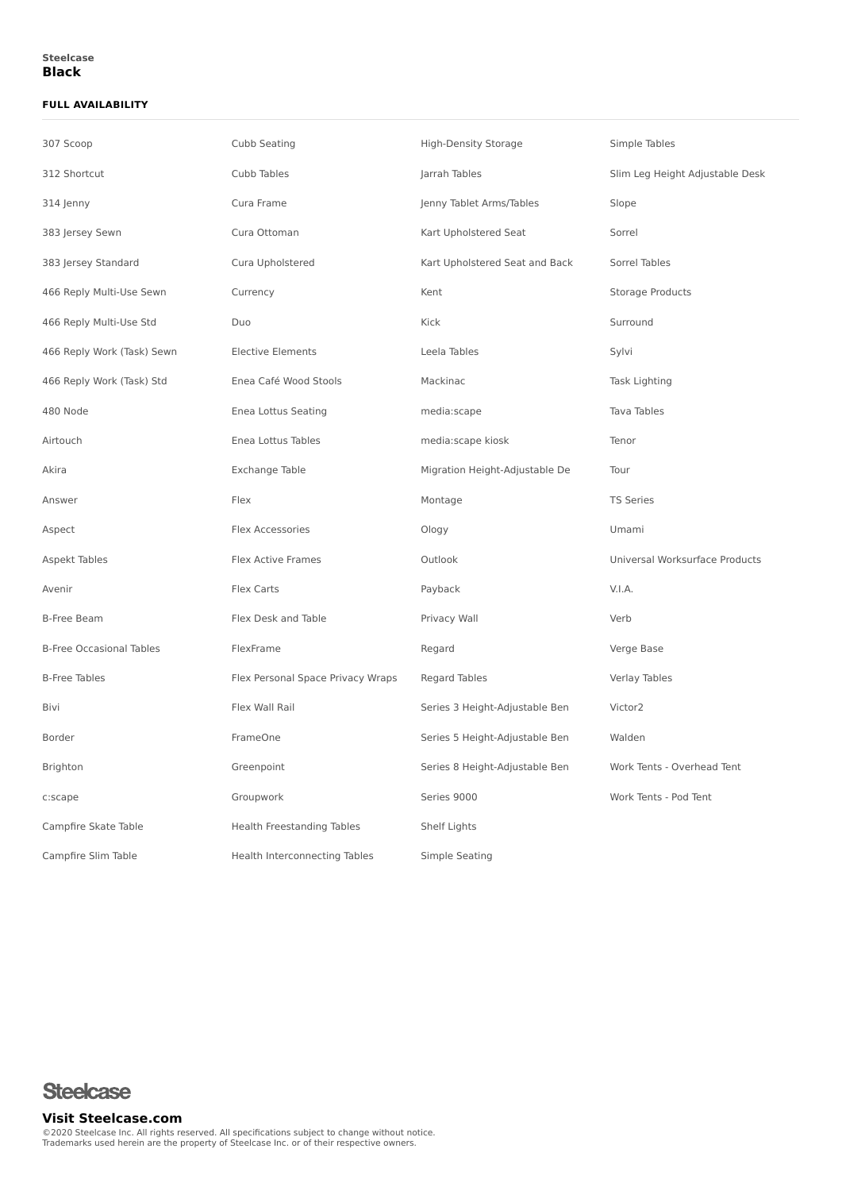Steelcase
**Black**

**FULL AVAILABILITY**

307 Scoop
312 Shortcut
314 Jenny
383 Jersey Sewn
383 Jersey Standard
466 Reply Multi-Use Sewn
466 Reply Multi-Use Std
466 Reply Work (Task) Sewn
466 Reply Work (Task) Std
480 Node
Airtouch
Akira
Answer
Aspect
Aspekt Tables
Avenir
B-Free Beam
B-Free Occasional Tables
B-Free Tables
Bivi
Border
Brighton
c:scape
Campfire Skate Table
Campfire Slim Table
Cubb Seating
Cubb Tables
Cura Frame
Cura Ottoman
Cura Upholstered
Currency
Duo
Elective Elements
Enea Café Wood Stools
Enea Lottus Seating
Enea Lottus Tables
Exchange Table
Flex
Flex Accessories
Flex Active Frames
Flex Carts
Flex Desk and Table
FlexFrame
Flex Personal Space Privacy Wraps
Flex Wall Rail
FrameOne
Greenpoint
Groupwork
Health Freestanding Tables
Health Interconnecting Tables
High-Density Storage
Jarrah Tables
Jenny Tablet Arms/Tables
Kart Upholstered Seat
Kart Upholstered Seat and Back
Kent
Kick
Leela Tables
Mackinac
media:scape
media:scape kiosk
Migration Height-Adjustable De
Montage
Ology
Outlook
Payback
Privacy Wall
Regard
Regard Tables
Series 3 Height-Adjustable Ben
Series 5 Height-Adjustable Ben
Series 8 Height-Adjustable Ben
Series 9000
Shelf Lights
Simple Seating
Simple Tables
Slim Leg Height Adjustable Desk
Slope
Sorrel
Sorrel Tables
Storage Products
Surround
Sylvi
Task Lighting
Tava Tables
Tenor
Tour
TS Series
Umami
Universal Worksurface Products
V.I.A.
Verb
Verge Base
Verlay Tables
Victor2
Walden
Work Tents - Overhead Tent
Work Tents - Pod Tent

Steelcase

**Visit Steelcase.com**

©2020 Steelcase Inc. All rights reserved. All specifications subject to change without notice.
Trademarks used herein are the property of Steelcase Inc. or of their respective owners.